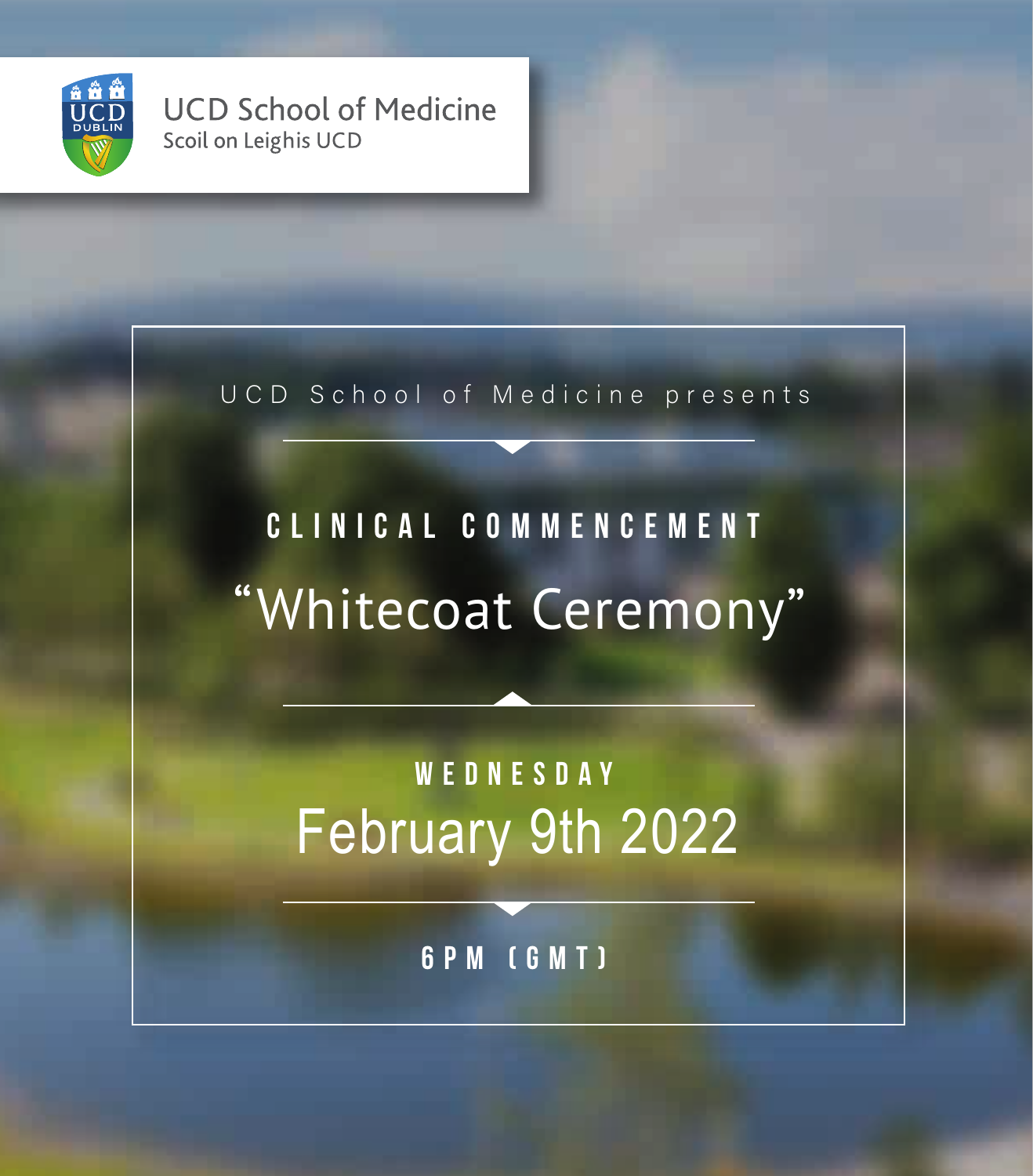UCD School of Medicine
Scoil on Leighis UCD

UCD School of Medicine presents

# CLINICAL COMMENCEMENT

## "Whitecoat Ceremony"

**WEDNESDAY**

## February 9th 2022

**6PM (GMT)**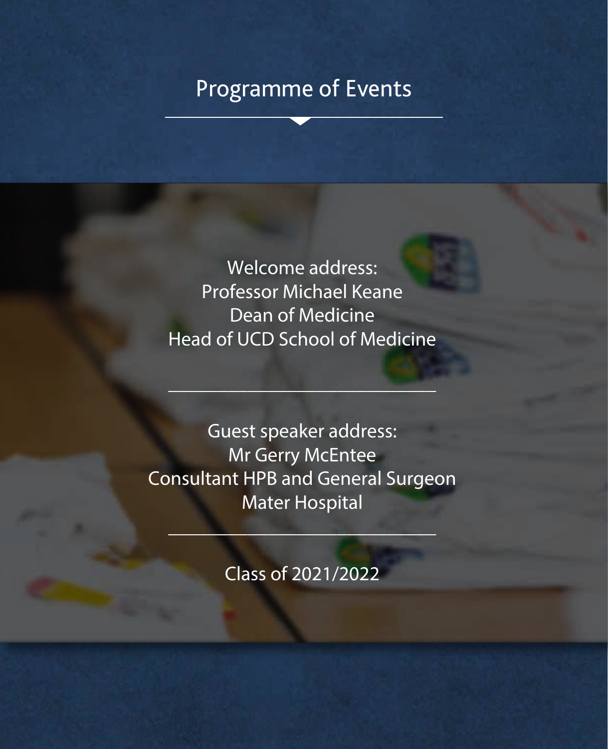# Programme of Events

Welcome address:
Professor Michael Keane
Dean of Medicine
Head of UCD School of Medicine

---

Guest speaker address:
Mr Gerry McEntee
Consultant HPB and General Surgeon
Mater Hospital

---

Class of 2021/2022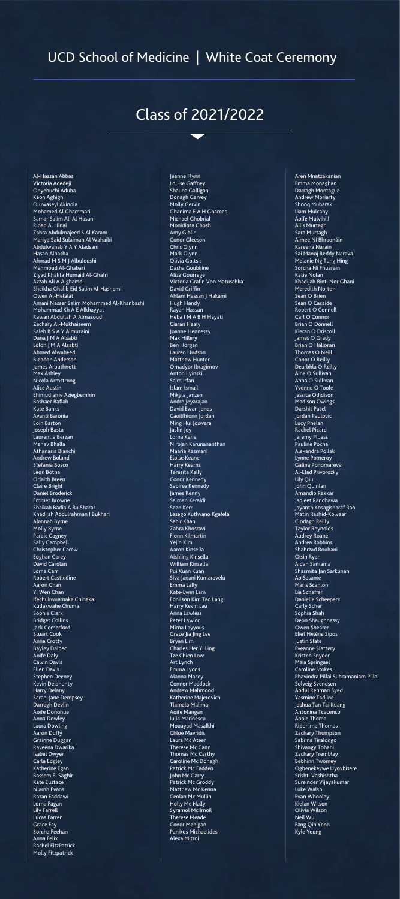# UCD School of Medicine | White Coat Ceremony

## Class of 2021/2022

Al-Hassan Abbas
Victoria Adedeji
Onyebuchi Aduba
Keon Aghigh
Oluwaseyi Akinola
Mohamed Al Ghammari
Samar Salim Ali Al Hasani
Rinad Al Hinai
Zahra Abdulmajeed S Al Karam
Mariya Said Sulaiman Al Wahaibi
Abdulwahab Y A Y Aladsani
Hasan Albasha
Ahmad M S M J Albuloushi
Mahmoud Al-Ghabari
Ziyad Khalifa Humaid Al-Ghafri
Azzah Ali A Alghamdi
Sheikha Ghalib Eid Salim Al-Hashemi
Owen Al-Helalat
Amani Nasser Salim Mohammed Al-Khanbashi
Mohammad Kh A E Alkhayyat
Rawan Abdullah A Almasoud
Zachary Al-Mukhaizeem
Saleh B S A Y Almuzaini
Dana J M A Alsabti
Loloh J M A Alsabti
Ahmed Alwaheed
Bleadon Anderson
James Arbuthnott
Max Ashley
Nicola Armstrong
Alice Austin
Ehimudiame Aziegbemhin
Bashaer Baflah
Kate Banks
Avanti Baronia
Eoin Barton
Joseph Basta
Laurentia Berzan
Manav Bhalla
Athanasia Bianchi
Andrew Boland
Stefania Bosco
Leon Botha
Orlaith Breen
Claire Bright
Daniel Broderick
Emmet Browne
Shaikah Badia A Bu Sharar
Khadijah Abdulrahman I Bukhari
Alannah Byrne
Molly Byrne
Paraic Cagney
Sally Campbell
Christopher Carew
Eoghan Carey
David Carolan
Lorna Carr
Robert Castledine
Aaron Chan
Yi Wen Chan
Ifechukwuamaka Chinaka
Kudakwahe Chuma
Sophie Clark
Bridget Collins
Jack Comerford
Stuart Cook
Anna Crotty
Bayley Dalbec
Aoife Daly
Calvin Davis
Ellen Davis
Stephen Deeney
Kevin Delahunty
Harry Delany
Sarah-Jane Dempsey
Darragh Devlin
Aoife Donohue
Anna Dowley
Laura Dowling
Aaron Duffy
Grainne Duggan
Raveena Dwarika
Isabel Dwyer
Carla Edgley
Katherine Egan
Bassem El Saghir
Kate Eustace
Niamh Evans
Razan Faddawi
Lorna Fagan
Lily Farrell
Lucas Farren
Grace Fay
Sorcha Feehan
Anna Felix
Rachel FitzPatrick
Molly Fitzpatrick

Jeanne Flynn
Louise Gaffney
Shauna Galligan
Donagh Garvey
Molly Gervin
Ghanima E A H Ghareeb
Michael Ghobrial
Monidipta Ghosh
Amy Giblin
Conor Gleeson
Chris Glynn
Mark Glynn
Olivia Goltsis
Dasha Goubkine
Alize Gourrege
Victoria Grafin Von Matuschka
David Griffin
Ahlam Hassan J Hakami
Hugh Handy
Rayan Hassan
Heba I M A B H Hayati
Ciaran Healy
Joanne Hennessy
Max Hillery
Ben Horgan
Lauren Hudson
Matthew Hunter
Omadyor Ibragimov
Anton Ilyinski
Saim Irfan
Islam Ismail
Mikyla Janzen
Andre Jeyarajan
David Ewan Jones
Caoilfhionn Jordan
Ming Hui Joswara
Jaslin Joy
Lorna Kane
Nirojan Karunananthan
Maaria Kasmani
Eloise Keane
Harry Kearns
Teresita Kelly
Conor Kennedy
Saoirse Kennedy
James Kenny
Salman Keraidi
Sean Kerr
Lesego Kutlwano Kgafela
Sabir Khan
Zahra Khosravi
Fionn Kilmartin
Yejin Kim
Aaron Kinsella
Aishling Kinsella
William Kinsella
Pui Xuan Kuan
Siva Janani Kumaravelu
Emma Lally
Kate-Lynn Lam
Ednilson Kim Tao Lang
Harry Kevin Lau
Anna Lawless
Peter Lawlor
Mirna Layyous
Grace Jia Jing Lee
Bryan Lim
Charles Her Yi Ling
Tze Chien Low
Art Lynch
Emma Lyons
Alanna Macey
Connor Maddock
Andrew Mahmood
Katherine Majerovich
Tlamelo Malima
Aoife Mangan
Iulia Marinescu
Mouayad Masalkhi
Chloe Mavridis
Laura Mc Ateer
Therese Mc Cann
Thomas Mc Carthy
Caroline Mc Donagh
Patrick Mc Fadden
John Mc Garry
Patrick Mc Groddy
Matthew Mc Kenna
Ceolan Mc Mullin
Holly Mc Nally
Syramol McIlmoil
Therese Meade
Conor Mehigan
Panikos Michaelides
Alexa Mitroi

Aren Mnatzakanian
Emma Monaghan
Darragh Montague
Andrew Moriarty
Shooq Mubarak
Liam Mulcahy
Aoife Mulvihill
Ailis Murtagh
Sara Murtagh
Aimee Ní Bhraonáin
Kareena Narain
Sai Manoj Reddy Narava
Melanie Ng Tung Hing
Sorcha Ní Fhuarain
Katie Nolan
Khadijah Binti Nor Ghani
Meredith Norton
Sean O Brien
Sean O Casaide
Robert O Connell
Carl O Connor
Brian O Donnell
Kieran O Driscoll
James O Grady
Brian O Halloran
Thomas O Neill
Conor O Reilly
Dearbhla O Reilly
Aine O Sullivan
Anna O Sullivan
Yvonne O Toole
Jessica Odidison
Madison Owings
Darshit Patel
Jordan Paulovic
Lucy Phelan
Rachel Picard
Jeremy Pluess
Pauline Pocha
Alexandra Pollak
Lynne Pomeroy
Galina Ponomareva
Al-Elad Privorozky
Lily Qiu
John Quinlan
Amandip Rakkar
Japjeet Randhawa
Jayanth Kosagisharaf Rao
Matin Rashid-Kolvear
Clodagh Reilly
Taylor Reynolds
Audrey Roane
Andrea Robbins
Shahrzad Rouhani
Oisin Ryan
Aidan Samama
Shasmita Jan Sarkunan
Ao Sasame
Maris Scanlon
Lia Schaffer
Danielle Scheepers
Carly Scher
Sophia Shah
Deon Shaughnessy
Owen Shearer
Eliet Hélène Sipos
Justin Slate
Eveanne Slattery
Kristen Snyder
Maia Springael
Caroline Stokes
Phavindra Pillai Subramaniam Pillai
Solveig Svendsen
Abdul Rehman Syed
Yasmine Tadjine
Joshua Tan Tai Kuang
Antonina Tcacenco
Abbie Thoma
Riddhima Thomas
Zachary Thompson
Sabrina Tiralongo
Shivangy Tohani
Zachary Tremblay
Bebhinn Twomey
Oghenekevwe Uyovbisere
Srishti Vashishtha
Sureinder Vijayakumar
Luke Walsh
Evan Whooley
Kielan Wilson
Olivia Wilson
Neil Wu
Fang Qin Yeoh
Kyle Yeung